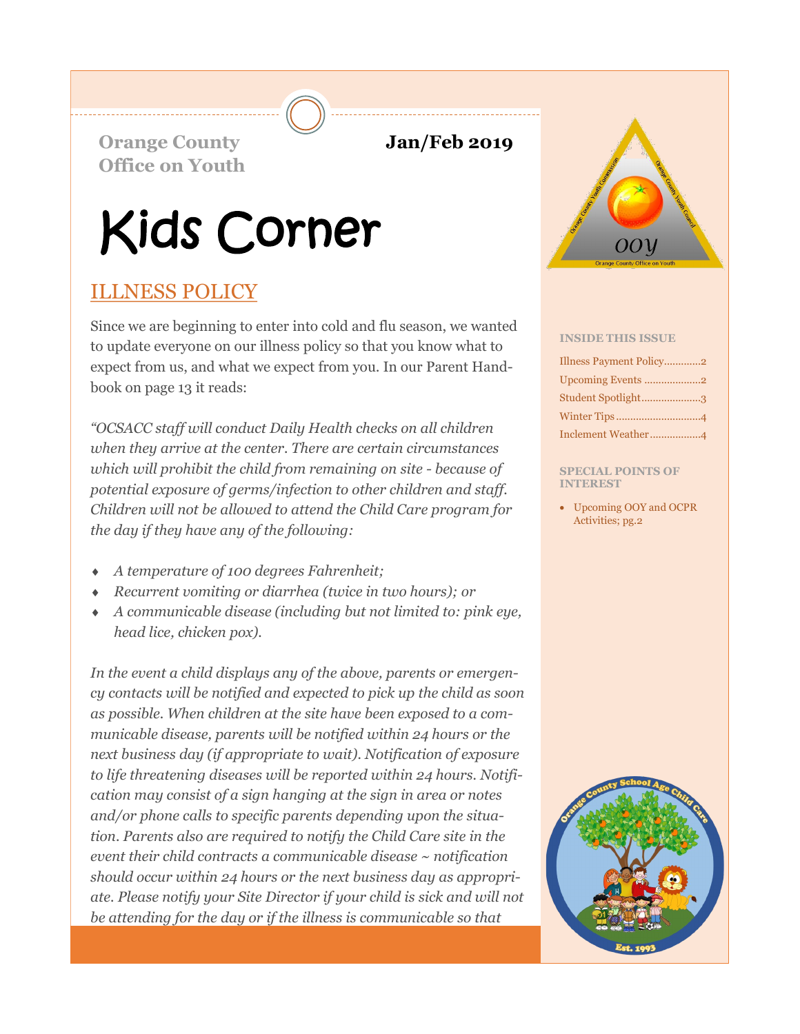**Orange County Office on Youth**

**Jan/Feb 2019**

# Kids Corner

## ILLNESS POLICY

Since we are beginning to enter into cold and flu season, we wanted to update everyone on our illness policy so that you know what to expect from us, and what we expect from you. In our Parent Handbook on page 13 it reads:

*"OCSACC staff will conduct Daily Health checks on all children when they arrive at the center. There are certain circumstances which will prohibit the child from remaining on site - because of potential exposure of germs/infection to other children and staff. Children will not be allowed to attend the Child Care program for the day if they have any of the following:*

- *A temperature of 100 degrees Fahrenheit;*
- *Recurrent vomiting or diarrhea (twice in two hours); or*
- *A communicable disease (including but not limited to: pink eye, head lice, chicken pox).*

*In the event a child displays any of the above, parents or emergency contacts will be notified and expected to pick up the child as soon as possible. When children at the site have been exposed to a communicable disease, parents will be notified within 24 hours or the next business day (if appropriate to wait). Notification of exposure to life threatening diseases will be reported within 24 hours. Notification may consist of a sign hanging at the sign in area or notes and/or phone calls to specific parents depending upon the situation. Parents also are required to notify the Child Care site in the event their child contracts a communicable disease ~ notification should occur within 24 hours or the next business day as appropriate. Please notify your Site Director if your child is sick and will not be attending for the day or if the illness is communicable so that*

**INSIDE THIS ISSUE**

- Illness Payment Policy.............2
- Upcoming Events ....................2
- Student Spotlight.....................3
- Winter Tips.............................4
- Inclement Weather..................4

**SPECIAL POINTS OF INTEREST**

- Upcoming OOY and OCPR Activities; pg.2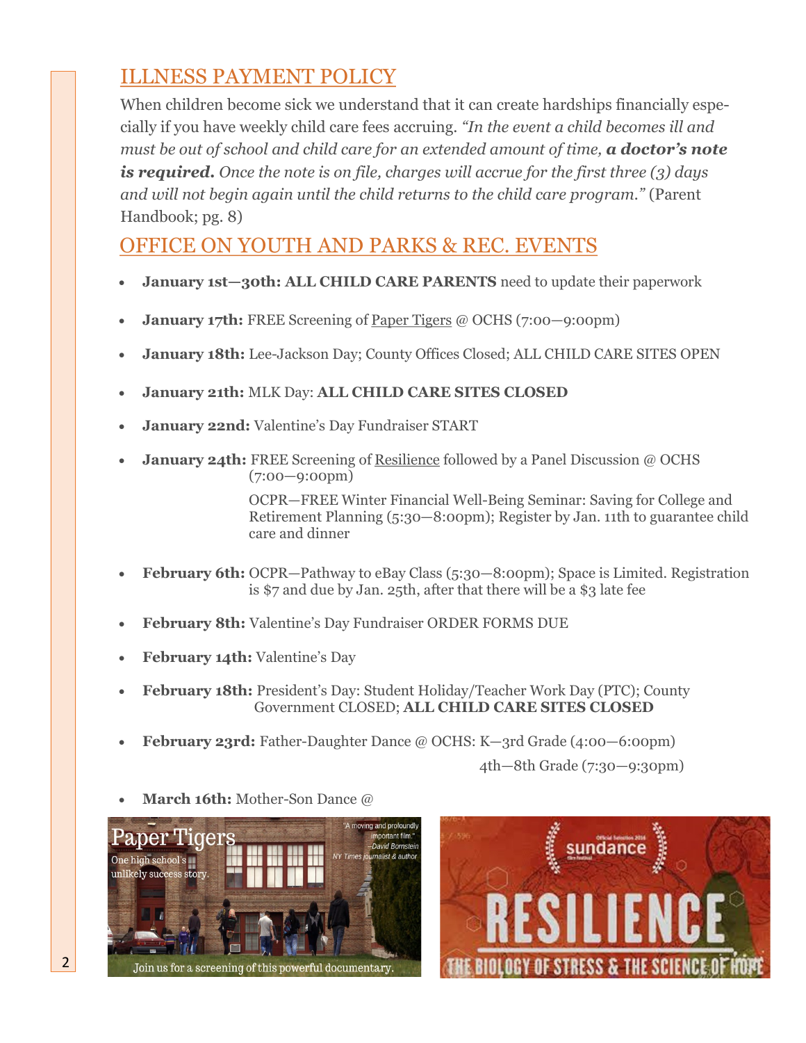## ILLNESS PAYMENT POLICY

When children become sick we understand that it can create hardships financially especially if you have weekly child care fees accruing. *"In the event a child becomes ill and must be out of school and child care for an extended amount of time,* ***a doctor's note is required.*** *Once the note is on file, charges will accrue for the first three (3) days and will not begin again until the child returns to the child care program."* (Parent Handbook; pg. 8)

## OFFICE ON YOUTH AND PARKS & REC. EVENTS

- **January 1st—30th: ALL CHILD CARE PARENTS** need to update their paperwork
- **January 17th:** FREE Screening of Paper Tigers @ OCHS (7:00—9:00pm)
- **January 18th:** Lee-Jackson Day; County Offices Closed; ALL CHILD CARE SITES OPEN
- **January 21th:** MLK Day: **ALL CHILD CARE SITES CLOSED**
- **January 22nd:** Valentine's Day Fundraiser START
- **January 24th:** FREE Screening of Resilience followed by a Panel Discussion @ OCHS (7:00—9:00pm)

  OCPR—FREE Winter Financial Well-Being Seminar: Saving for College and Retirement Planning (5:30—8:00pm); Register by Jan. 11th to guarantee child care and dinner
- **February 6th:** OCPR—Pathway to eBay Class (5:30—8:00pm); Space is Limited. Registration is $7 and due by Jan. 25th, after that there will be a $3 late fee
- **February 8th:** Valentine's Day Fundraiser ORDER FORMS DUE
- **February 14th:** Valentine's Day
- **February 18th:** President's Day: Student Holiday/Teacher Work Day (PTC); County Government CLOSED; **ALL CHILD CARE SITES CLOSED**
- **February 23rd:** Father-Daughter Dance @ OCHS: K—3rd Grade (4:00—6:00pm)

  4th—8th Grade (7:30—9:30pm)
- **March 16th:** Mother-Son Dance @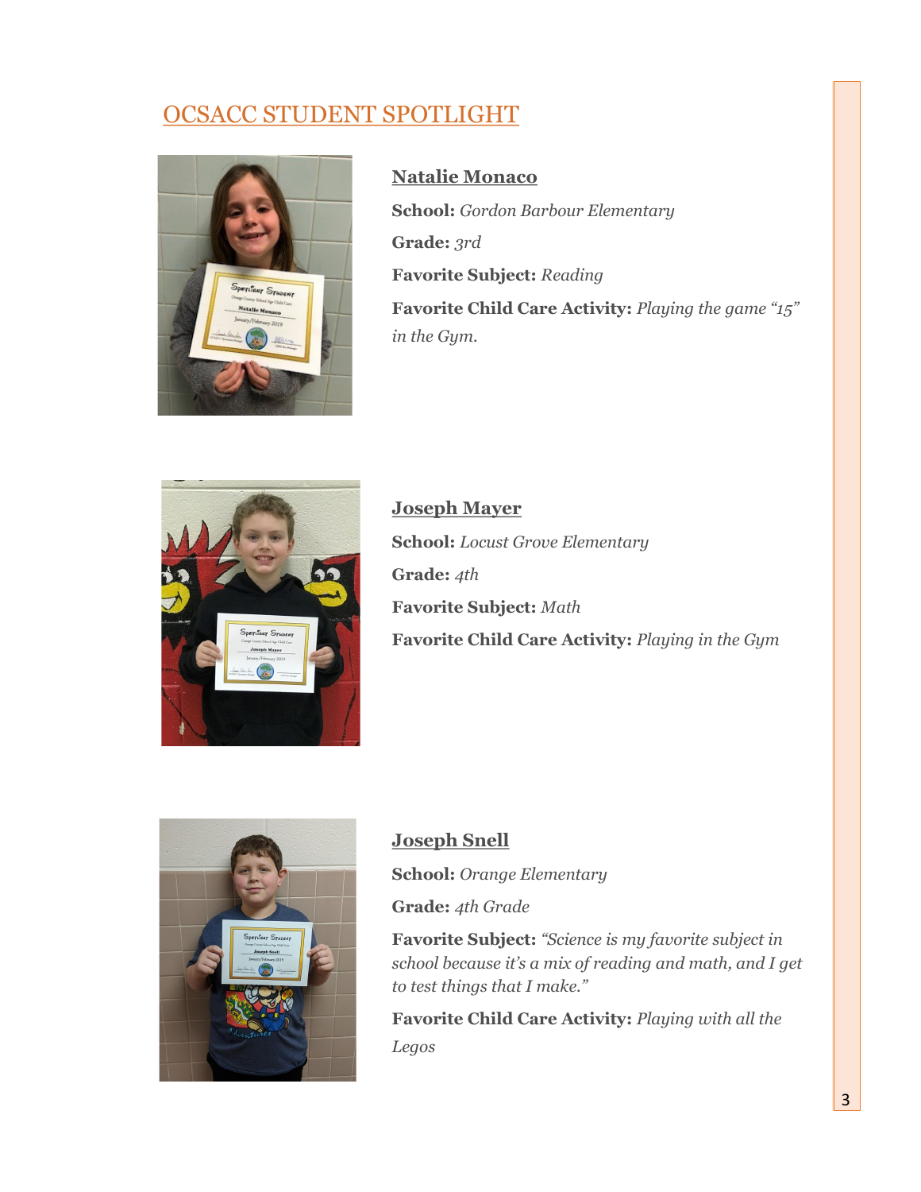## OCSACC STUDENT SPOTLIGHT

### Natalie Monaco

**School:** *Gordon Barbour Elementary*

**Grade:** *3rd*

**Favorite Subject:** *Reading*

**Favorite Child Care Activity:** *Playing the game "15" in the Gym.*

### Joseph Mayer

**School:** *Locust Grove Elementary*

**Grade:** *4th*

**Favorite Subject:** *Math*

**Favorite Child Care Activity:** *Playing in the Gym*

### Joseph Snell

**School:** *Orange Elementary*

**Grade:** *4th Grade*

**Favorite Subject:** *"Science is my favorite subject in school because it's a mix of reading and math, and I get to test things that I make."*

**Favorite Child Care Activity:** *Playing with all the Legos*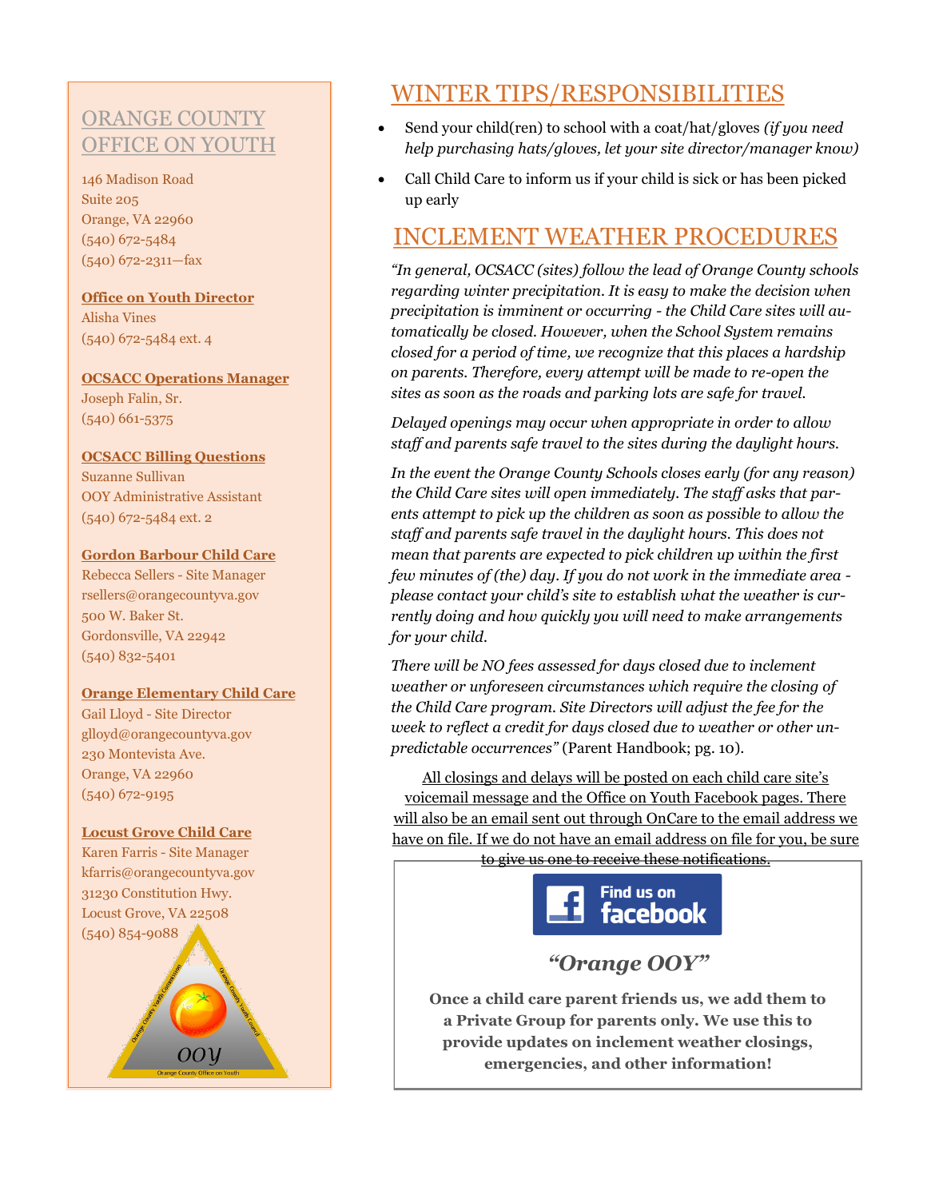## ORANGE COUNTY OFFICE ON YOUTH

146 Madison Road
Suite 205
Orange, VA 22960
(540) 672-5484
(540) 672-2311—fax

**Office on Youth Director**
Alisha Vines
(540) 672-5484 ext. 4

**OCSACC Operations Manager**
Joseph Falin, Sr.
(540) 661-5375

**OCSACC Billing Questions**
Suzanne Sullivan
OOY Administrative Assistant
(540) 672-5484 ext. 2

**Gordon Barbour Child Care**
Rebecca Sellers - Site Manager
rsellers@orangecountyva.gov
500 W. Baker St.
Gordonsville, VA 22942
(540) 832-5401

**Orange Elementary Child Care**
Gail Lloyd - Site Director
glloyd@orangecountyva.gov
230 Montevista Ave.
Orange, VA 22960
(540) 672-9195

**Locust Grove Child Care**
Karen Farris - Site Manager
kfarris@orangecountyva.gov
31230 Constitution Hwy.
Locust Grove, VA 22508
(540) 854-9088

## WINTER TIPS/RESPONSIBILITIES

- Send your child(ren) to school with a coat/hat/gloves *(if you need help purchasing hats/gloves, let your site director/manager know)*
- Call Child Care to inform us if your child is sick or has been picked up early

## INCLEMENT WEATHER PROCEDURES

*"In general, OCSACC (sites) follow the lead of Orange County schools regarding winter precipitation. It is easy to make the decision when precipitation is imminent or occurring - the Child Care sites will automatically be closed. However, when the School System remains closed for a period of time, we recognize that this places a hardship on parents. Therefore, every attempt will be made to re-open the sites as soon as the roads and parking lots are safe for travel.*

*Delayed openings may occur when appropriate in order to allow staff and parents safe travel to the sites during the daylight hours.*

*In the event the Orange County Schools closes early (for any reason) the Child Care sites will open immediately. The staff asks that parents attempt to pick up the children as soon as possible to allow the staff and parents safe travel in the daylight hours. This does not mean that parents are expected to pick children up within the first few minutes of (the) day. If you do not work in the immediate area - please contact your child's site to establish what the weather is currently doing and how quickly you will need to make arrangements for your child.*

*There will be NO fees assessed for days closed due to inclement weather or unforeseen circumstances which require the closing of the Child Care program. Site Directors will adjust the fee for the week to reflect a credit for days closed due to weather or other unpredictable occurrences"* (Parent Handbook; pg. 10).

All closings and delays will be posted on each child care site's voicemail message and the Office on Youth Facebook pages. There will also be an email sent out through OnCare to the email address we have on file. If we do not have an email address on file for you, be sure to give us one to receive these notifications.

Find us on facebook

***"Orange OOY"***

**Once a child care parent friends us, we add them to a Private Group for parents only. We use this to provide updates on inclement weather closings, emergencies, and other information!**